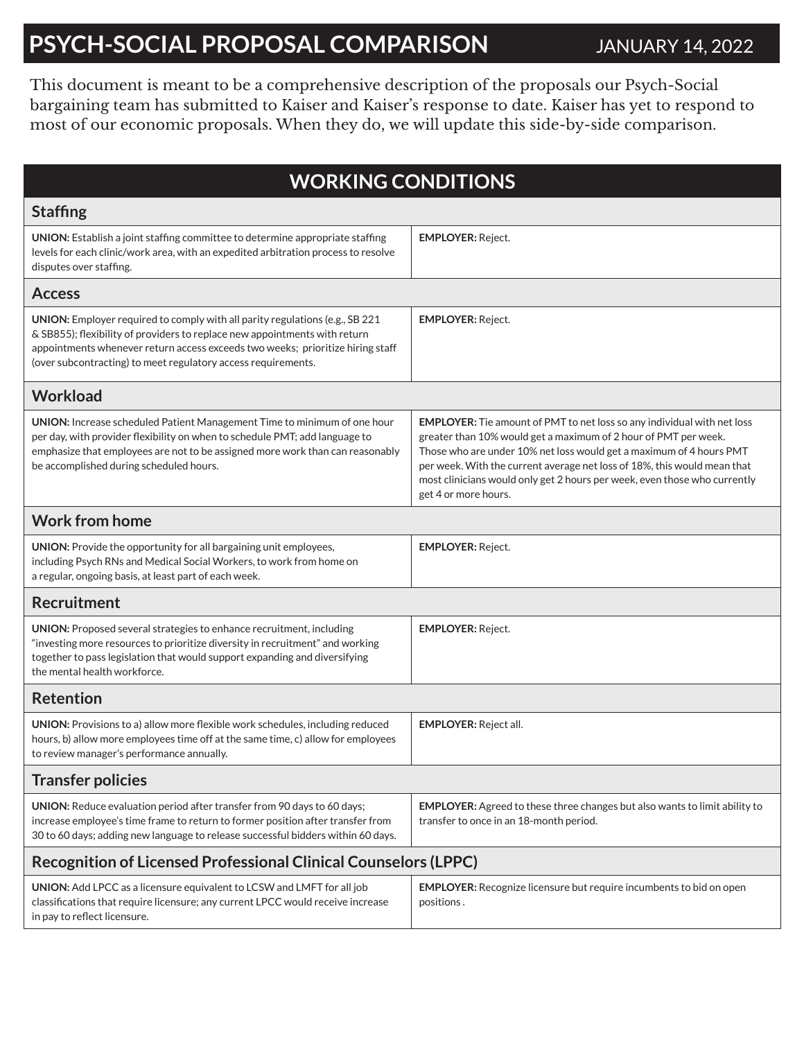# PSYCH-SOCIAL PROPOSAL COMPARISON

JANUARY 14, 2022

This document is meant to be a comprehensive description of the proposals our Psych-Social bargaining team has submitted to Kaiser and Kaiser's response to date. Kaiser has yet to respond to most of our economic proposals. When they do, we will update this side-by-side comparison.

## WORKING CONDITIONS

### Staffing

| | |
|---|---|
| **UNION:** Establish a joint staffing committee to determine appropriate staffing levels for each clinic/work area, with an expedited arbitration process to resolve disputes over staffing. | **EMPLOYER:** Reject. |

### Access

| | |
|---|---|
| **UNION:** Employer required to comply with all parity regulations (e.g., SB 221 & SB855); flexibility of providers to replace new appointments with return appointments whenever return access exceeds two weeks; prioritize hiring staff (over subcontracting) to meet regulatory access requirements. | **EMPLOYER:** Reject. |

### Workload

| | |
|---|---|
| **UNION:** Increase scheduled Patient Management Time to minimum of one hour per day, with provider flexibility on when to schedule PMT; add language to emphasize that employees are not to be assigned more work than can reasonably be accomplished during scheduled hours. | **EMPLOYER:** Tie amount of PMT to net loss so any individual with net loss greater than 10% would get a maximum of 2 hour of PMT per week. Those who are under 10% net loss would get a maximum of 4 hours PMT per week. With the current average net loss of 18%, this would mean that most clinicians would only get 2 hours per week, even those who currently get 4 or more hours. |

### Work from home

| | |
|---|---|
| **UNION:** Provide the opportunity for all bargaining unit employees, including Psych RNs and Medical Social Workers, to work from home on a regular, ongoing basis, at least part of each week. | **EMPLOYER:** Reject. |

### Recruitment

| | |
|---|---|
| **UNION:** Proposed several strategies to enhance recruitment, including "investing more resources to prioritize diversity in recruitment" and working together to pass legislation that would support expanding and diversifying the mental health workforce. | **EMPLOYER:** Reject. |

### Retention

| | |
|---|---|
| **UNION:** Provisions to a) allow more flexible work schedules, including reduced hours, b) allow more employees time off at the same time, c) allow for employees to review manager's performance annually. | **EMPLOYER:** Reject all. |

### Transfer policies

| | |
|---|---|
| **UNION:** Reduce evaluation period after transfer from 90 days to 60 days; increase employee's time frame to return to former position after transfer from 30 to 60 days; adding new language to release successful bidders within 60 days. | **EMPLOYER:** Agreed to these three changes but also wants to limit ability to transfer to once in an 18-month period. |

### Recognition of Licensed Professional Clinical Counselors (LPPC)

| | |
|---|---|
| **UNION:** Add LPCC as a licensure equivalent to LCSW and LMFT for all job classifications that require licensure; any current LPCC would receive increase in pay to reflect licensure. | **EMPLOYER:** Recognize licensure but require incumbents to bid on open positions . |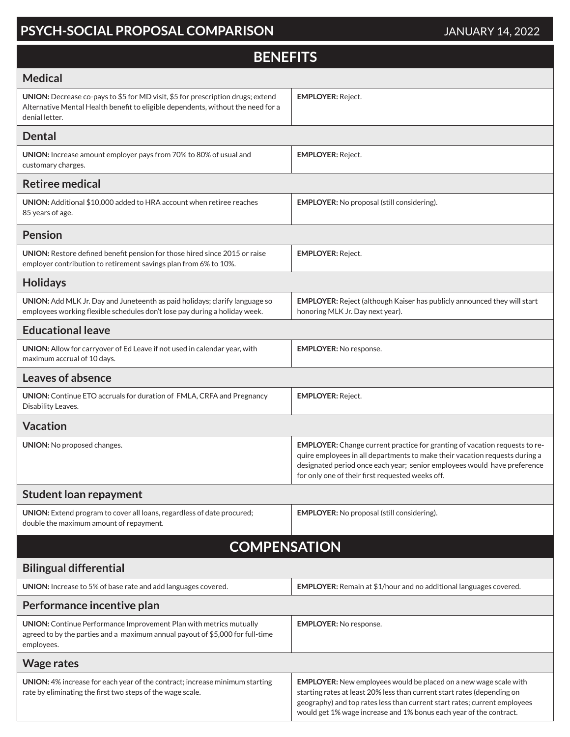# PSYCH-SOCIAL PROPOSAL COMPARISON

JANUARY 14, 2022

## BENEFITS

### Medical

| | |
|---|---|
| **UNION:** Decrease co-pays to $5 for MD visit, $5 for prescription drugs; extend Alternative Mental Health benefit to eligible dependents, without the need for a denial letter. | **EMPLOYER:** Reject. |

### Dental

| | |
|---|---|
| **UNION:** Increase amount employer pays from 70% to 80% of usual and customary charges. | **EMPLOYER:** Reject. |

### Retiree medical

| | |
|---|---|
| **UNION:** Additional $10,000 added to HRA account when retiree reaches 85 years of age. | **EMPLOYER:** No proposal (still considering). |

### Pension

| | |
|---|---|
| **UNION:** Restore defined benefit pension for those hired since 2015 or raise employer contribution to retirement savings plan from 6% to 10%. | **EMPLOYER:** Reject. |

### Holidays

| | |
|---|---|
| **UNION:** Add MLK Jr. Day and Juneteenth as paid holidays; clarify language so employees working flexible schedules don't lose pay during a holiday week. | **EMPLOYER:** Reject (although Kaiser has publicly announced they will start honoring MLK Jr. Day next year). |

### Educational leave

| | |
|---|---|
| **UNION:** Allow for carryover of Ed Leave if not used in calendar year, with maximum accrual of 10 days. | **EMPLOYER:** No response. |

### Leaves of absence

| | |
|---|---|
| **UNION:** Continue ETO accruals for duration of FMLA, CRFA and Pregnancy Disability Leaves. | **EMPLOYER:** Reject. |

### Vacation

| | |
|---|---|
| **UNION:** No proposed changes. | **EMPLOYER:** Change current practice for granting of vacation requests to require employees in all departments to make their vacation requests during a designated period once each year; senior employees would have preference for only one of their first requested weeks off. |

### Student loan repayment

| | |
|---|---|
| **UNION:** Extend program to cover all loans, regardless of date procured; double the maximum amount of repayment. | **EMPLOYER:** No proposal (still considering). |

## COMPENSATION

### Bilingual differential

| | |
|---|---|
| **UNION:** Increase to 5% of base rate and add languages covered. | **EMPLOYER:** Remain at $1/hour and no additional languages covered. |

### Performance incentive plan

| | |
|---|---|
| **UNION:** Continue Performance Improvement Plan with metrics mutually agreed to by the parties and a maximum annual payout of $5,000 for full-time employees. | **EMPLOYER:** No response. |

### Wage rates

| | |
|---|---|
| **UNION:** 4% increase for each year of the contract; increase minimum starting rate by eliminating the first two steps of the wage scale. | **EMPLOYER:** New employees would be placed on a new wage scale with starting rates at least 20% less than current start rates (depending on geography) and top rates less than current start rates; current employees would get 1% wage increase and 1% bonus each year of the contract. |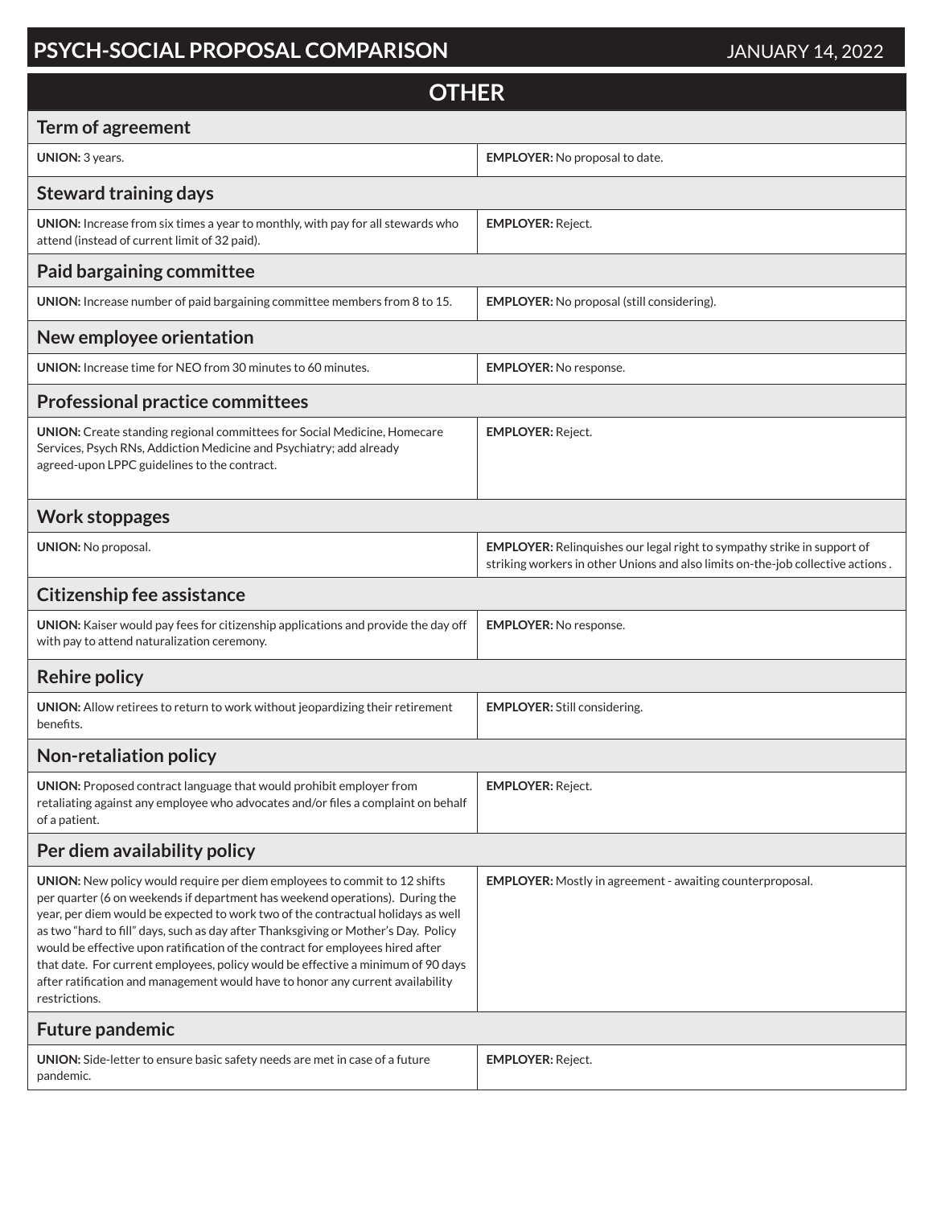# PSYCH-SOCIAL PROPOSAL COMPARISON

JANUARY 14, 2022

## OTHER

### Term of agreement

| | |
|---|---|
| **UNION:** 3 years. | **EMPLOYER:** No proposal to date. |

### Steward training days

| | |
|---|---|
| **UNION:** Increase from six times a year to monthly, with pay for all stewards who attend (instead of current limit of 32 paid). | **EMPLOYER:** Reject. |

### Paid bargaining committee

| | |
|---|---|
| **UNION:** Increase number of paid bargaining committee members from 8 to 15. | **EMPLOYER:** No proposal (still considering). |

### New employee orientation

| | |
|---|---|
| **UNION:** Increase time for NEO from 30 minutes to 60 minutes. | **EMPLOYER:** No response. |

### Professional practice committees

| | |
|---|---|
| **UNION:** Create standing regional committees for Social Medicine, Homecare Services, Psych RNs, Addiction Medicine and Psychiatry; add already agreed-upon LPPC guidelines to the contract. | **EMPLOYER:** Reject. |

### Work stoppages

| | |
|---|---|
| **UNION:** No proposal. | **EMPLOYER:** Relinquishes our legal right to sympathy strike in support of striking workers in other Unions and also limits on-the-job collective actions . |

### Citizenship fee assistance

| | |
|---|---|
| **UNION:** Kaiser would pay fees for citizenship applications and provide the day off with pay to attend naturalization ceremony. | **EMPLOYER:** No response. |

### Rehire policy

| | |
|---|---|
| **UNION:** Allow retirees to return to work without jeopardizing their retirement benefits. | **EMPLOYER:** Still considering. |

### Non-retaliation policy

| | |
|---|---|
| **UNION:** Proposed contract language that would prohibit employer from retaliating against any employee who advocates and/or files a complaint on behalf of a patient. | **EMPLOYER:** Reject. |

### Per diem availability policy

| | |
|---|---|
| **UNION:** New policy would require per diem employees to commit to 12 shifts per quarter (6 on weekends if department has weekend operations). During the year, per diem would be expected to work two of the contractual holidays as well as two "hard to fill" days, such as day after Thanksgiving or Mother's Day. Policy would be effective upon ratification of the contract for employees hired after that date. For current employees, policy would be effective a minimum of 90 days after ratification and management would have to honor any current availability restrictions. | **EMPLOYER:** Mostly in agreement - awaiting counterproposal. |

### Future pandemic

| | |
|---|---|
| **UNION:** Side-letter to ensure basic safety needs are met in case of a future pandemic. | **EMPLOYER:** Reject. |